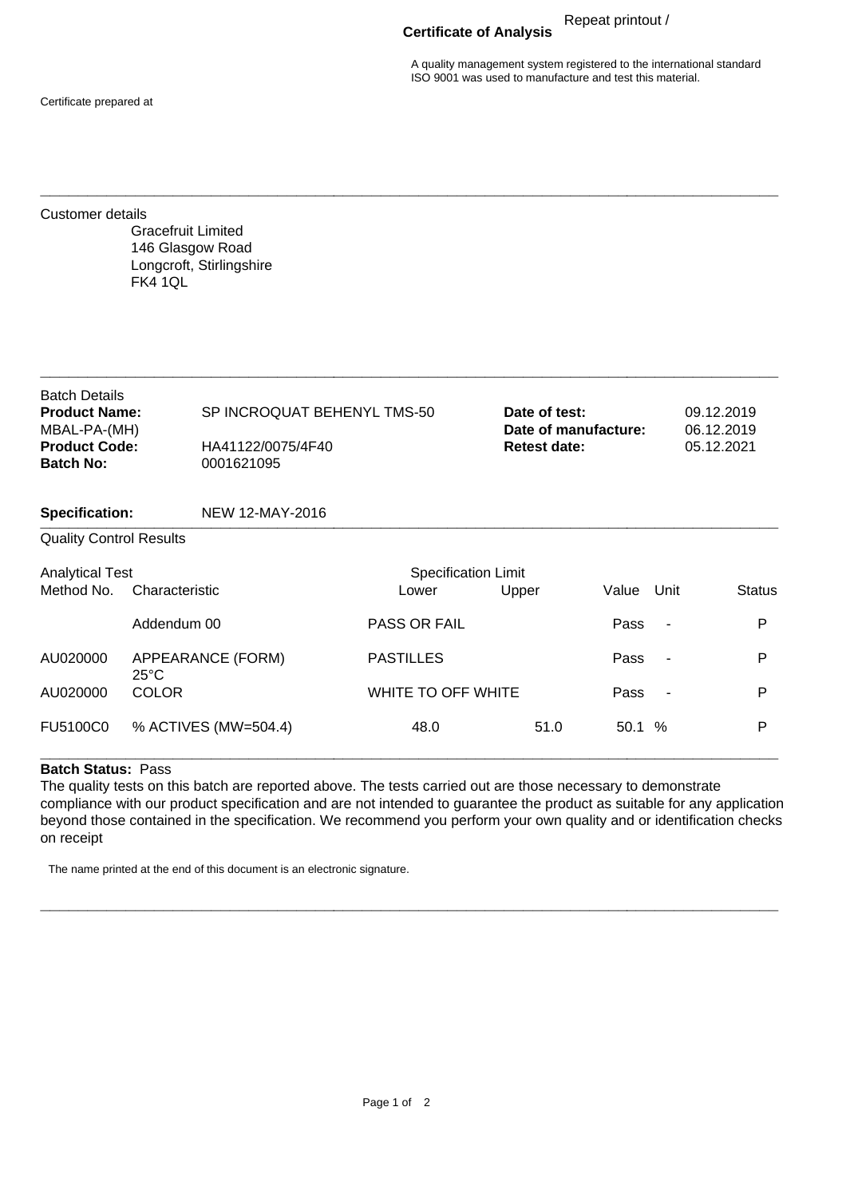Repeat printout /

# Certificate of Analysis

A quality management system registered to the international standard ISO 9001 was used to manufacture and test this material.

Certificate prepared at

---

Customer details

Gracefruit Limited
146 Glasgow Road
Longcroft, Stirlingshire
FK4 1QL

---

Batch Details

**Product Name:** SP INCROQUAT BEHENYL TMS-50
MBAL-PA-(MH)
**Product Code:** HA41122/0075/4F40
**Batch No:** 0001621095

**Date of test:** 09.12.2019
**Date of manufacture:** 06.12.2019
**Retest date:** 05.12.2021

**Specification:** NEW 12-MAY-2016

---

Quality Control Results

| Analytical Test Method No. | Characteristic | Specification Limit Lower | Upper | Value | Unit | Status |
|---|---|---|---|---|---|---|
| | Addendum 00 | PASS OR FAIL | | Pass | - | P |
| AU020000 | APPEARANCE (FORM) 25°C | PASTILLES | | Pass | - | P |
| AU020000 | COLOR | WHITE TO OFF WHITE | | Pass | - | P |
| FU5100C0 | % ACTIVES (MW=504.4) | 48.0 | 51.0 | 50.1 | % | P |

---

**Batch Status:** Pass

The quality tests on this batch are reported above. The tests carried out are those necessary to demonstrate compliance with our product specification and are not intended to guarantee the product as suitable for any application beyond those contained in the specification. We recommend you perform your own quality and or identification checks on receipt

The name printed at the end of this document is an electronic signature.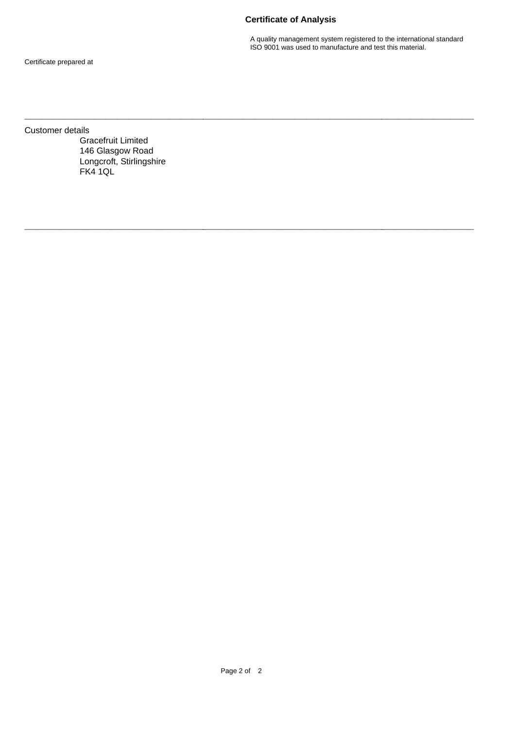## Certificate of Analysis

A quality management system registered to the international standard ISO 9001 was used to manufacture and test this material.

Certificate prepared at

---

Customer details

Gracefruit Limited
146 Glasgow Road
Longcroft, Stirlingshire
FK4 1QL

---